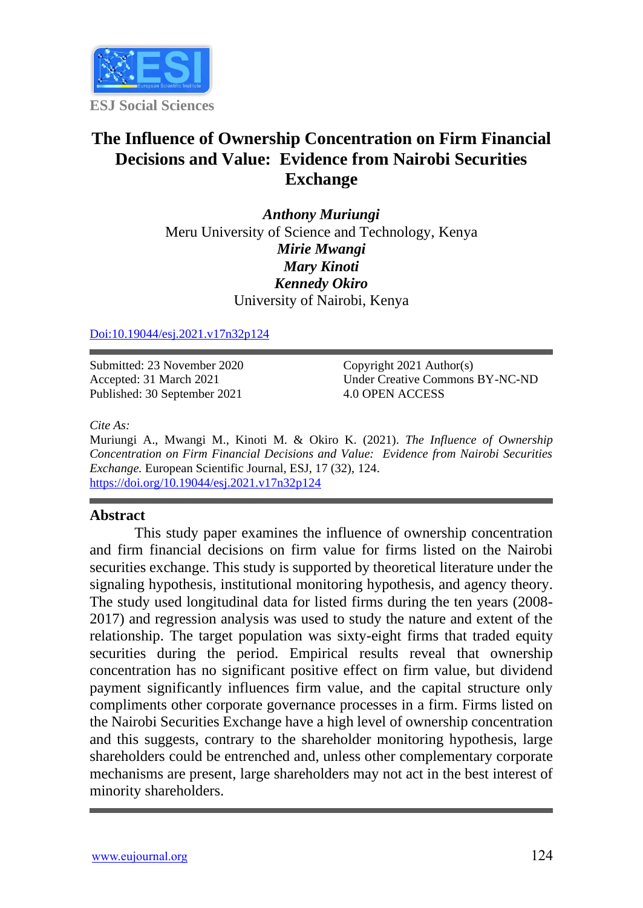ESJ Social Sciences

# The Influence of Ownership Concentration on Firm Financial Decisions and Value: Evidence from Nairobi Securities Exchange

***Anthony Muriungi***
Meru University of Science and Technology, Kenya
***Mirie Mwangi***
***Mary Kinoti***
***Kennedy Okiro***
University of Nairobi, Kenya

[Doi:10.19044/esj.2021.v17n32p124](https://doi.org/10.19044/esj.2021.v17n32p124)

Submitted: 23 November 2020
Accepted: 31 March 2021
Published: 30 September 2021

Copyright 2021 Author(s)
Under Creative Commons BY-NC-ND 4.0 OPEN ACCESS

*Cite As:*
Muriungi A., Mwangi M., Kinoti M. & Okiro K. (2021). *The Influence of Ownership Concentration on Firm Financial Decisions and Value: Evidence from Nairobi Securities Exchange.* European Scientific Journal, ESJ, 17 (32), 124. https://doi.org/10.19044/esj.2021.v17n32p124

## Abstract

This study paper examines the influence of ownership concentration and firm financial decisions on firm value for firms listed on the Nairobi securities exchange. This study is supported by theoretical literature under the signaling hypothesis, institutional monitoring hypothesis, and agency theory. The study used longitudinal data for listed firms during the ten years (2008-2017) and regression analysis was used to study the nature and extent of the relationship. The target population was sixty-eight firms that traded equity securities during the period. Empirical results reveal that ownership concentration has no significant positive effect on firm value, but dividend payment significantly influences firm value, and the capital structure only compliments other corporate governance processes in a firm. Firms listed on the Nairobi Securities Exchange have a high level of ownership concentration and this suggests, contrary to the shareholder monitoring hypothesis, large shareholders could be entrenched and, unless other complementary corporate mechanisms are present, large shareholders may not act in the best interest of minority shareholders.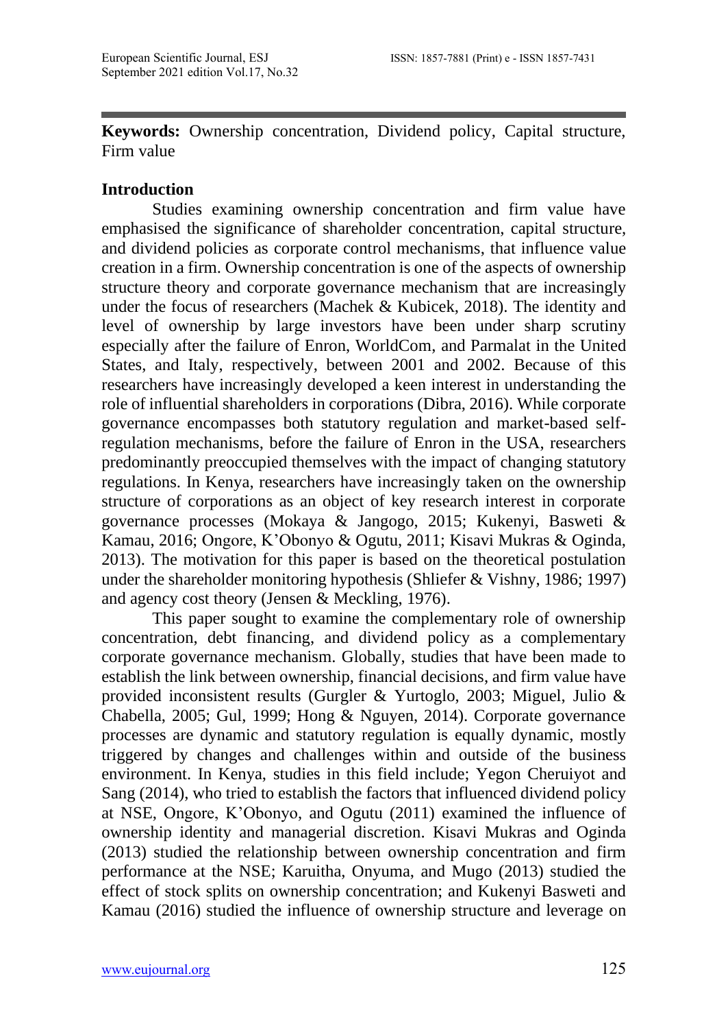**Keywords:** Ownership concentration, Dividend policy, Capital structure, Firm value

## Introduction

Studies examining ownership concentration and firm value have emphasised the significance of shareholder concentration, capital structure, and dividend policies as corporate control mechanisms, that influence value creation in a firm. Ownership concentration is one of the aspects of ownership structure theory and corporate governance mechanism that are increasingly under the focus of researchers (Machek & Kubicek, 2018). The identity and level of ownership by large investors have been under sharp scrutiny especially after the failure of Enron, WorldCom, and Parmalat in the United States, and Italy, respectively, between 2001 and 2002. Because of this researchers have increasingly developed a keen interest in understanding the role of influential shareholders in corporations (Dibra, 2016). While corporate governance encompasses both statutory regulation and market-based self-regulation mechanisms, before the failure of Enron in the USA, researchers predominantly preoccupied themselves with the impact of changing statutory regulations. In Kenya, researchers have increasingly taken on the ownership structure of corporations as an object of key research interest in corporate governance processes (Mokaya & Jangogo, 2015; Kukenyi, Basweti & Kamau, 2016; Ongore, K'Obonyo & Ogutu, 2011; Kisavi Mukras & Oginda, 2013). The motivation for this paper is based on the theoretical postulation under the shareholder monitoring hypothesis (Shliefer & Vishny, 1986; 1997) and agency cost theory (Jensen & Meckling, 1976).

This paper sought to examine the complementary role of ownership concentration, debt financing, and dividend policy as a complementary corporate governance mechanism. Globally, studies that have been made to establish the link between ownership, financial decisions, and firm value have provided inconsistent results (Gurgler & Yurtoglo, 2003; Miguel, Julio & Chabella, 2005; Gul, 1999; Hong & Nguyen, 2014). Corporate governance processes are dynamic and statutory regulation is equally dynamic, mostly triggered by changes and challenges within and outside of the business environment. In Kenya, studies in this field include; Yegon Cheruiyot and Sang (2014), who tried to establish the factors that influenced dividend policy at NSE, Ongore, K'Obonyo, and Ogutu (2011) examined the influence of ownership identity and managerial discretion. Kisavi Mukras and Oginda (2013) studied the relationship between ownership concentration and firm performance at the NSE; Karuitha, Onyuma, and Mugo (2013) studied the effect of stock splits on ownership concentration; and Kukenyi Basweti and Kamau (2016) studied the influence of ownership structure and leverage on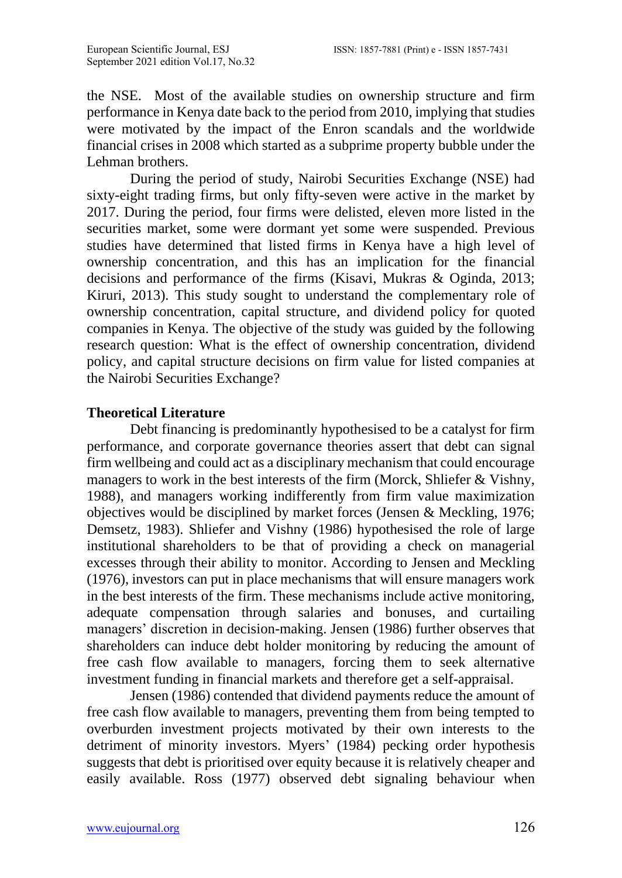the NSE. Most of the available studies on ownership structure and firm performance in Kenya date back to the period from 2010, implying that studies were motivated by the impact of the Enron scandals and the worldwide financial crises in 2008 which started as a subprime property bubble under the Lehman brothers.

During the period of study, Nairobi Securities Exchange (NSE) had sixty-eight trading firms, but only fifty-seven were active in the market by 2017. During the period, four firms were delisted, eleven more listed in the securities market, some were dormant yet some were suspended. Previous studies have determined that listed firms in Kenya have a high level of ownership concentration, and this has an implication for the financial decisions and performance of the firms (Kisavi, Mukras & Oginda, 2013; Kiruri, 2013). This study sought to understand the complementary role of ownership concentration, capital structure, and dividend policy for quoted companies in Kenya. The objective of the study was guided by the following research question: What is the effect of ownership concentration, dividend policy, and capital structure decisions on firm value for listed companies at the Nairobi Securities Exchange?

## Theoretical Literature

Debt financing is predominantly hypothesised to be a catalyst for firm performance, and corporate governance theories assert that debt can signal firm wellbeing and could act as a disciplinary mechanism that could encourage managers to work in the best interests of the firm (Morck, Shliefer & Vishny, 1988), and managers working indifferently from firm value maximization objectives would be disciplined by market forces (Jensen & Meckling, 1976; Demsetz, 1983). Shliefer and Vishny (1986) hypothesised the role of large institutional shareholders to be that of providing a check on managerial excesses through their ability to monitor. According to Jensen and Meckling (1976), investors can put in place mechanisms that will ensure managers work in the best interests of the firm. These mechanisms include active monitoring, adequate compensation through salaries and bonuses, and curtailing managers' discretion in decision-making. Jensen (1986) further observes that shareholders can induce debt holder monitoring by reducing the amount of free cash flow available to managers, forcing them to seek alternative investment funding in financial markets and therefore get a self-appraisal.

Jensen (1986) contended that dividend payments reduce the amount of free cash flow available to managers, preventing them from being tempted to overburden investment projects motivated by their own interests to the detriment of minority investors. Myers' (1984) pecking order hypothesis suggests that debt is prioritised over equity because it is relatively cheaper and easily available. Ross (1977) observed debt signaling behaviour when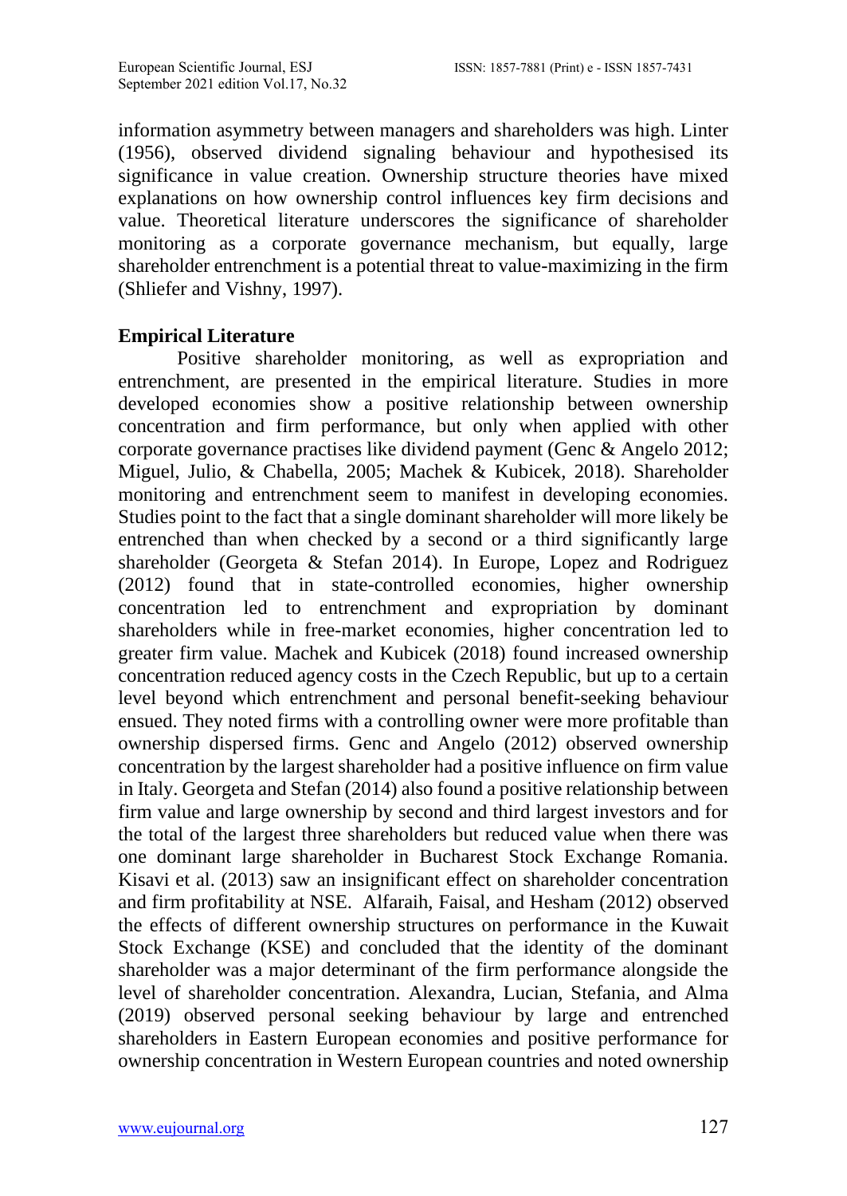information asymmetry between managers and shareholders was high. Linter (1956), observed dividend signaling behaviour and hypothesised its significance in value creation. Ownership structure theories have mixed explanations on how ownership control influences key firm decisions and value. Theoretical literature underscores the significance of shareholder monitoring as a corporate governance mechanism, but equally, large shareholder entrenchment is a potential threat to value-maximizing in the firm (Shliefer and Vishny, 1997).

**Empirical Literature**

Positive shareholder monitoring, as well as expropriation and entrenchment, are presented in the empirical literature. Studies in more developed economies show a positive relationship between ownership concentration and firm performance, but only when applied with other corporate governance practises like dividend payment (Genc & Angelo 2012; Miguel, Julio, & Chabella, 2005; Machek & Kubicek, 2018). Shareholder monitoring and entrenchment seem to manifest in developing economies. Studies point to the fact that a single dominant shareholder will more likely be entrenched than when checked by a second or a third significantly large shareholder (Georgeta & Stefan 2014). In Europe, Lopez and Rodriguez (2012) found that in state-controlled economies, higher ownership concentration led to entrenchment and expropriation by dominant shareholders while in free-market economies, higher concentration led to greater firm value. Machek and Kubicek (2018) found increased ownership concentration reduced agency costs in the Czech Republic, but up to a certain level beyond which entrenchment and personal benefit-seeking behaviour ensued. They noted firms with a controlling owner were more profitable than ownership dispersed firms. Genc and Angelo (2012) observed ownership concentration by the largest shareholder had a positive influence on firm value in Italy. Georgeta and Stefan (2014) also found a positive relationship between firm value and large ownership by second and third largest investors and for the total of the largest three shareholders but reduced value when there was one dominant large shareholder in Bucharest Stock Exchange Romania. Kisavi et al. (2013) saw an insignificant effect on shareholder concentration and firm profitability at NSE. Alfaraih, Faisal, and Hesham (2012) observed the effects of different ownership structures on performance in the Kuwait Stock Exchange (KSE) and concluded that the identity of the dominant shareholder was a major determinant of the firm performance alongside the level of shareholder concentration. Alexandra, Lucian, Stefania, and Alma (2019) observed personal seeking behaviour by large and entrenched shareholders in Eastern European economies and positive performance for ownership concentration in Western European countries and noted ownership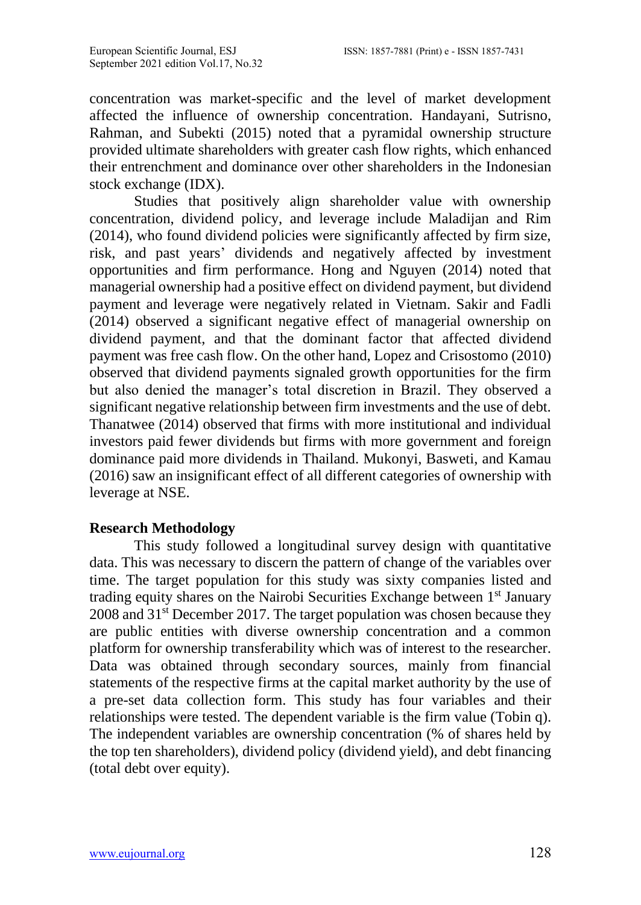concentration was market-specific and the level of market development affected the influence of ownership concentration. Handayani, Sutrisno, Rahman, and Subekti (2015) noted that a pyramidal ownership structure provided ultimate shareholders with greater cash flow rights, which enhanced their entrenchment and dominance over other shareholders in the Indonesian stock exchange (IDX).

Studies that positively align shareholder value with ownership concentration, dividend policy, and leverage include Maladijan and Rim (2014), who found dividend policies were significantly affected by firm size, risk, and past years' dividends and negatively affected by investment opportunities and firm performance. Hong and Nguyen (2014) noted that managerial ownership had a positive effect on dividend payment, but dividend payment and leverage were negatively related in Vietnam. Sakir and Fadli (2014) observed a significant negative effect of managerial ownership on dividend payment, and that the dominant factor that affected dividend payment was free cash flow. On the other hand, Lopez and Crisostomo (2010) observed that dividend payments signaled growth opportunities for the firm but also denied the manager's total discretion in Brazil. They observed a significant negative relationship between firm investments and the use of debt. Thanatwee (2014) observed that firms with more institutional and individual investors paid fewer dividends but firms with more government and foreign dominance paid more dividends in Thailand. Mukonyi, Basweti, and Kamau (2016) saw an insignificant effect of all different categories of ownership with leverage at NSE.

## Research Methodology

This study followed a longitudinal survey design with quantitative data. This was necessary to discern the pattern of change of the variables over time. The target population for this study was sixty companies listed and trading equity shares on the Nairobi Securities Exchange between 1st January 2008 and 31st December 2017. The target population was chosen because they are public entities with diverse ownership concentration and a common platform for ownership transferability which was of interest to the researcher. Data was obtained through secondary sources, mainly from financial statements of the respective firms at the capital market authority by the use of a pre-set data collection form. This study has four variables and their relationships were tested. The dependent variable is the firm value (Tobin q). The independent variables are ownership concentration (% of shares held by the top ten shareholders), dividend policy (dividend yield), and debt financing (total debt over equity).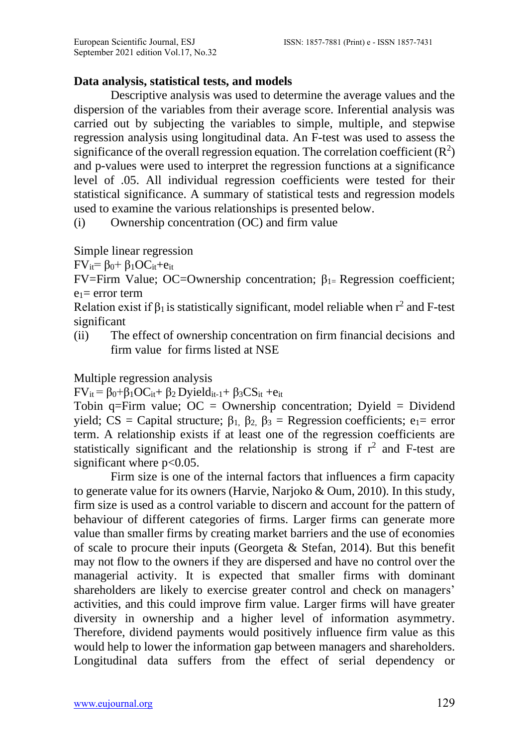**Data analysis, statistical tests, and models**

Descriptive analysis was used to determine the average values and the dispersion of the variables from their average score. Inferential analysis was carried out by subjecting the variables to simple, multiple, and stepwise regression analysis using longitudinal data. An F-test was used to assess the significance of the overall regression equation. The correlation coefficient ($R^2$) and p-values were used to interpret the regression functions at a significance level of .05. All individual regression coefficients were tested for their statistical significance. A summary of statistical tests and regression models used to examine the various relationships is presented below.

(i) Ownership concentration (OC) and firm value

Simple linear regression

$FV_{it}= \beta_0+ \beta_1 OC_{it}+e_{it}$

FV=Firm Value; OC=Ownership concentration; $\beta_{1=}$ Regression coefficient; $e_1$= error term

Relation exist if $\beta_1$ is statistically significant, model reliable when $r^2$ and F-test significant

(ii) The effect of ownership concentration on firm financial decisions and firm value for firms listed at NSE

Multiple regression analysis

$FV_{it} = \beta_0+\beta_1 OC_{it}+ \beta_2 Dyield_{it-1}+ \beta_3 CS_{it} +e_{it}$

Tobin q=Firm value; OC = Ownership concentration; Dyield = Dividend yield; CS = Capital structure; $\beta_1, \beta_2, \beta_3$ = Regression coefficients; $e_1$= error term. A relationship exists if at least one of the regression coefficients are statistically significant and the relationship is strong if $r^2$ and F-test are significant where $p<0.05$.

Firm size is one of the internal factors that influences a firm capacity to generate value for its owners (Harvie, Narjoko & Oum, 2010). In this study, firm size is used as a control variable to discern and account for the pattern of behaviour of different categories of firms. Larger firms can generate more value than smaller firms by creating market barriers and the use of economies of scale to procure their inputs (Georgeta & Stefan, 2014). But this benefit may not flow to the owners if they are dispersed and have no control over the managerial activity. It is expected that smaller firms with dominant shareholders are likely to exercise greater control and check on managers' activities, and this could improve firm value. Larger firms will have greater diversity in ownership and a higher level of information asymmetry. Therefore, dividend payments would positively influence firm value as this would help to lower the information gap between managers and shareholders. Longitudinal data suffers from the effect of serial dependency or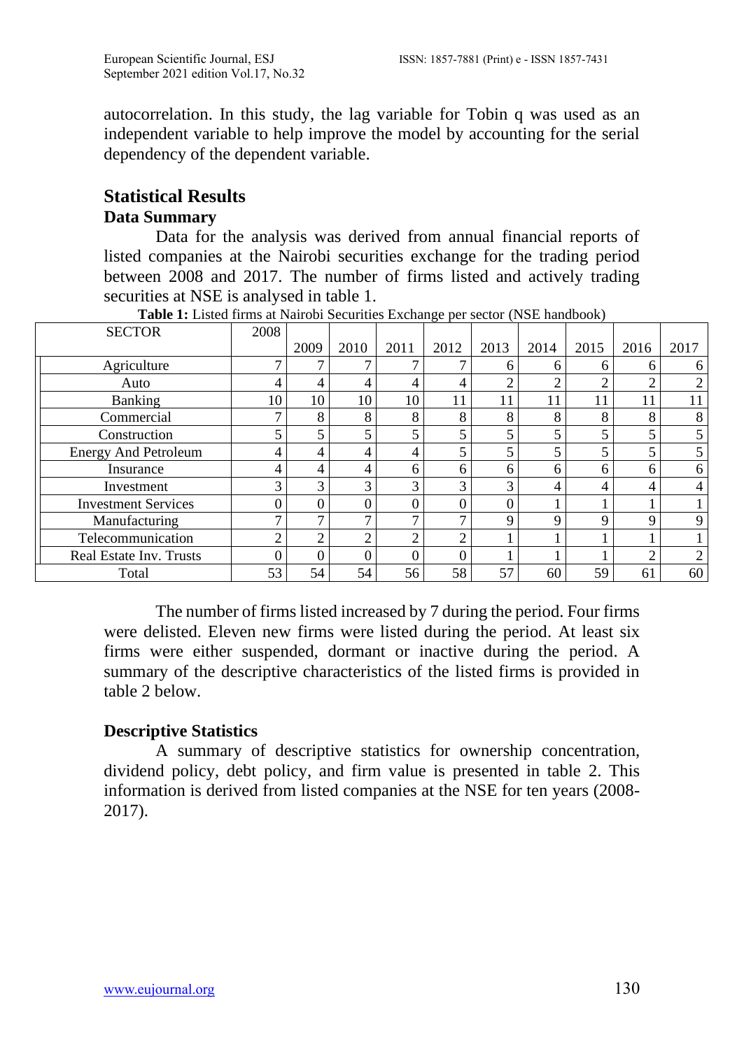autocorrelation. In this study, the lag variable for Tobin q was used as an independent variable to help improve the model by accounting for the serial dependency of the dependent variable.

## Statistical Results

### Data Summary

Data for the analysis was derived from annual financial reports of listed companies at the Nairobi securities exchange for the trading period between 2008 and 2017. The number of firms listed and actively trading securities at NSE is analysed in table 1.

**Table 1:** Listed firms at Nairobi Securities Exchange per sector (NSE handbook)

| SECTOR | 2008 | 2009 | 2010 | 2011 | 2012 | 2013 | 2014 | 2015 | 2016 | 2017 |
|---|---|---|---|---|---|---|---|---|---|---|
| Agriculture | 7 | 7 | 7 | 7 | 7 | 6 | 6 | 6 | 6 | 6 |
| Auto | 4 | 4 | 4 | 4 | 4 | 2 | 2 | 2 | 2 | 2 |
| Banking | 10 | 10 | 10 | 10 | 11 | 11 | 11 | 11 | 11 | 11 |
| Commercial | 7 | 8 | 8 | 8 | 8 | 8 | 8 | 8 | 8 | 8 |
| Construction | 5 | 5 | 5 | 5 | 5 | 5 | 5 | 5 | 5 | 5 |
| Energy And Petroleum | 4 | 4 | 4 | 4 | 5 | 5 | 5 | 5 | 5 | 5 |
| Insurance | 4 | 4 | 4 | 6 | 6 | 6 | 6 | 6 | 6 | 6 |
| Investment | 3 | 3 | 3 | 3 | 3 | 3 | 4 | 4 | 4 | 4 |
| Investment Services | 0 | 0 | 0 | 0 | 0 | 0 | 1 | 1 | 1 | 1 |
| Manufacturing | 7 | 7 | 7 | 7 | 7 | 9 | 9 | 9 | 9 | 9 |
| Telecommunication | 2 | 2 | 2 | 2 | 2 | 1 | 1 | 1 | 1 | 1 |
| Real Estate Inv. Trusts | 0 | 0 | 0 | 0 | 0 | 1 | 1 | 1 | 2 | 2 |
| Total | 53 | 54 | 54 | 56 | 58 | 57 | 60 | 59 | 61 | 60 |

The number of firms listed increased by 7 during the period. Four firms were delisted. Eleven new firms were listed during the period. At least six firms were either suspended, dormant or inactive during the period. A summary of the descriptive characteristics of the listed firms is provided in table 2 below.

### Descriptive Statistics

A summary of descriptive statistics for ownership concentration, dividend policy, debt policy, and firm value is presented in table 2. This information is derived from listed companies at the NSE for ten years (2008-2017).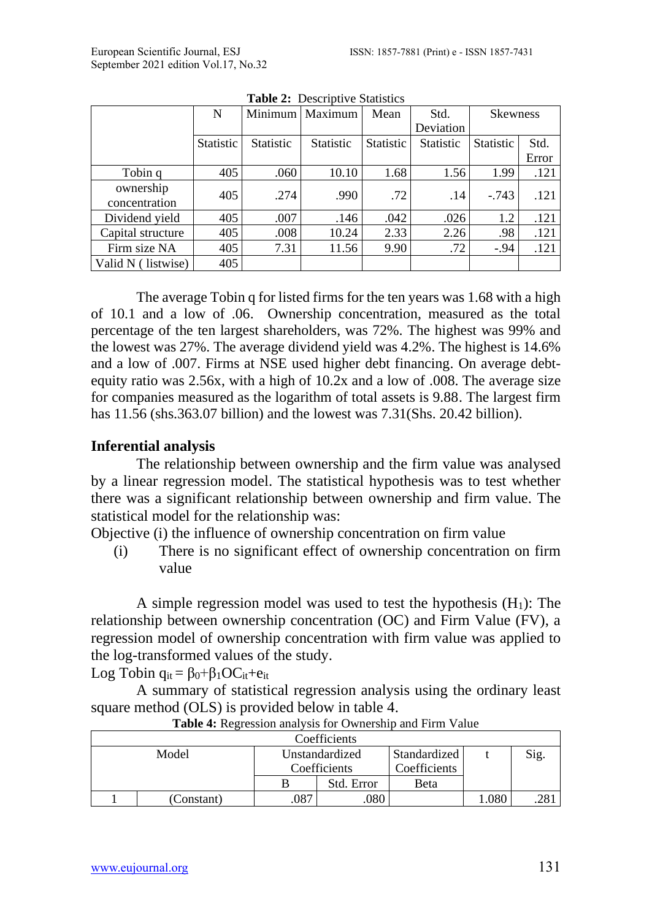**Table 2:** Descriptive Statistics

| | N | Minimum | Maximum | Mean | Std. Deviation | Skewness | |
|---|---|---|---|---|---|---|---|
| | Statistic | Statistic | Statistic | Statistic | Statistic | Statistic | Std. Error |
| Tobin q | 405 | .060 | 10.10 | 1.68 | 1.56 | 1.99 | .121 |
| ownership concentration | 405 | .274 | .990 | .72 | .14 | -.743 | .121 |
| Dividend yield | 405 | .007 | .146 | .042 | .026 | 1.2 | .121 |
| Capital structure | 405 | .008 | 10.24 | 2.33 | 2.26 | .98 | .121 |
| Firm size NA | 405 | 7.31 | 11.56 | 9.90 | .72 | -.94 | .121 |
| Valid N ( listwise) | 405 | | | | | | |

The average Tobin q for listed firms for the ten years was 1.68 with a high of 10.1 and a low of .06. Ownership concentration, measured as the total percentage of the ten largest shareholders, was 72%. The highest was 99% and the lowest was 27%. The average dividend yield was 4.2%. The highest is 14.6% and a low of .007. Firms at NSE used higher debt financing. On average debt-equity ratio was 2.56x, with a high of 10.2x and a low of .008. The average size for companies measured as the logarithm of total assets is 9.88. The largest firm has 11.56 (shs.363.07 billion) and the lowest was 7.31(Shs. 20.42 billion).

**Inferential analysis**

The relationship between ownership and the firm value was analysed by a linear regression model. The statistical hypothesis was to test whether there was a significant relationship between ownership and firm value. The statistical model for the relationship was:

Objective (i) the influence of ownership concentration on firm value

(i) There is no significant effect of ownership concentration on firm value

A simple regression model was used to test the hypothesis ($H_1$): The relationship between ownership concentration (OC) and Firm Value (FV), a regression model of ownership concentration with firm value was applied to the log-transformed values of the study.

$\text{Log Tobin } q_{it} = \beta_0 + \beta_1 OC_{it} + e_{it}$

A summary of statistical regression analysis using the ordinary least square method (OLS) is provided below in table 4.

**Table 4:** Regression analysis for Ownership and Firm Value

| Coefficients | | | | | | |
|---|---|---|---|---|---|---|
| Model | | Unstandardized Coefficients | | Standardized Coefficients | t | Sig. |
| | | B | Std. Error | Beta | | |
| 1 | (Constant) | .087 | .080 | | 1.080 | .281 |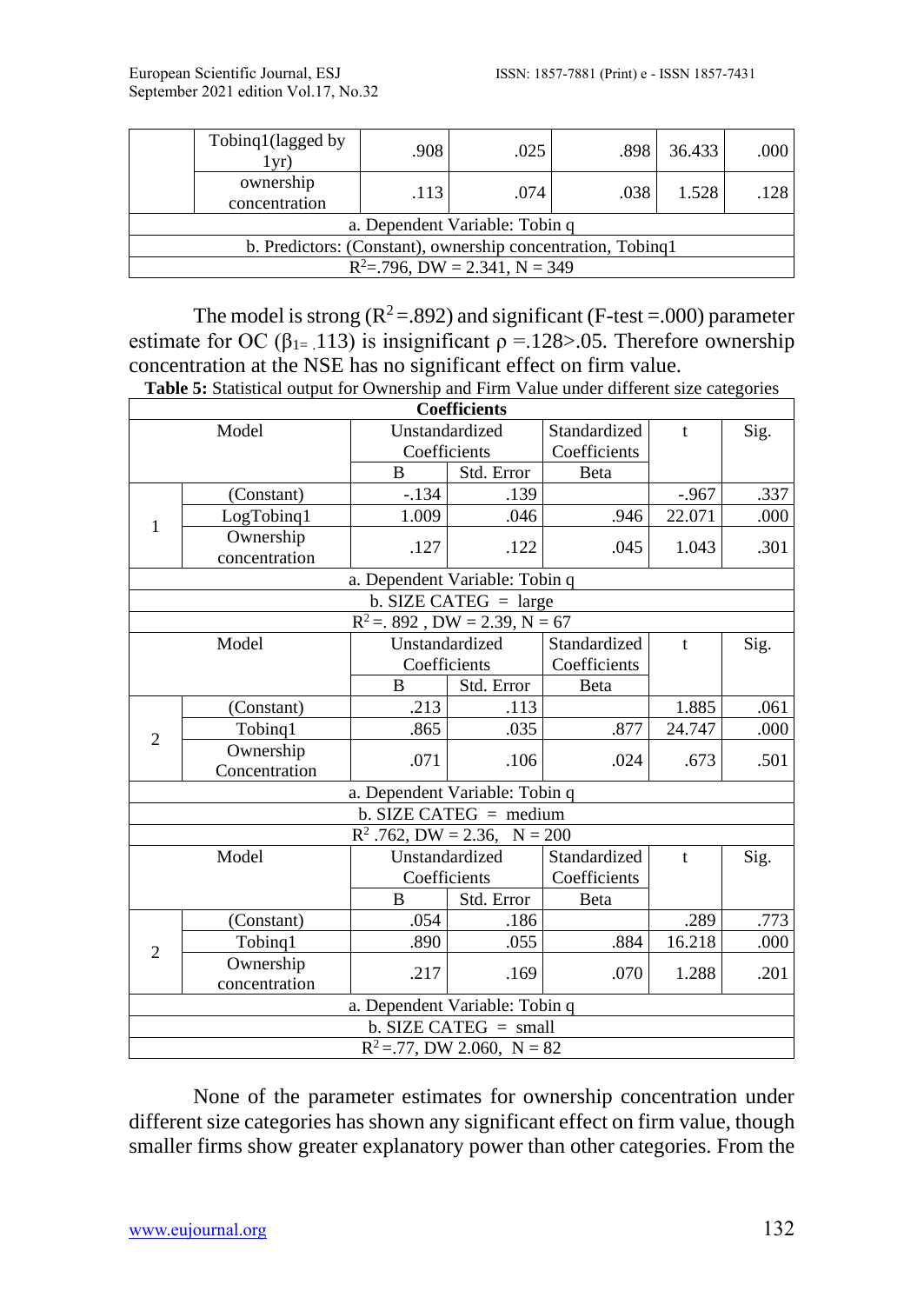|  |  |  |  |  |  |
|---|---|---|---|---|---|
| Tobinq1(lagged by 1yr) | .908 | .025 | .898 | 36.433 | .000 |
| ownership concentration | .113 | .074 | .038 | 1.528 | .128 |
| a. Dependent Variable: Tobin q | | | | | |
| b. Predictors: (Constant), ownership concentration, Tobinq1 | | | | | |
| $R^2$=.796, DW = 2.341, N = 349 | | | | | |

The model is strong ($R^2$ =.892) and significant (F-test =.000) parameter estimate for OC ($\beta_{1=}$ .113) is insignificant $\rho$ =.128>.05. Therefore ownership concentration at the NSE has no significant effect on firm value.

**Table 5:** Statistical output for Ownership and Firm Value under different size categories

| Coefficients | | | | | | |
|---|---|---|---|---|---|---|
| Model | | Unstandardized Coefficients | | Standardized Coefficients | t | Sig. |
| | | B | Std. Error | Beta | | |
| 1 | (Constant) | -.134 | .139 | | -.967 | .337 |
| | LogTobinq1 | 1.009 | .046 | .946 | 22.071 | .000 |
| | Ownership concentration | .127 | .122 | .045 | 1.043 | .301 |
| a. Dependent Variable: Tobin q | | | | | | |
| b. SIZE CATEG = large | | | | | | |
| $R^2$ =. 892 , DW = 2.39, N = 67 | | | | | | |
| Model | | Unstandardized Coefficients | | Standardized Coefficients | t | Sig. |
| | | B | Std. Error | Beta | | |
| 2 | (Constant) | .213 | .113 | | 1.885 | .061 |
| | Tobinq1 | .865 | .035 | .877 | 24.747 | .000 |
| | Ownership Concentration | .071 | .106 | .024 | .673 | .501 |
| a. Dependent Variable: Tobin q | | | | | | |
| b. SIZE CATEG = medium | | | | | | |
| $R^2$ .762, DW = 2.36, N = 200 | | | | | | |
| Model | | Unstandardized Coefficients | | Standardized Coefficients | t | Sig. |
| | | B | Std. Error | Beta | | |
| 2 | (Constant) | .054 | .186 | | .289 | .773 |
| | Tobinq1 | .890 | .055 | .884 | 16.218 | .000 |
| | Ownership concentration | .217 | .169 | .070 | 1.288 | .201 |
| a. Dependent Variable: Tobin q | | | | | | |
| b. SIZE CATEG = small | | | | | | |
| $R^2$ =.77, DW 2.060, N = 82 | | | | | | |

None of the parameter estimates for ownership concentration under different size categories has shown any significant effect on firm value, though smaller firms show greater explanatory power than other categories. From the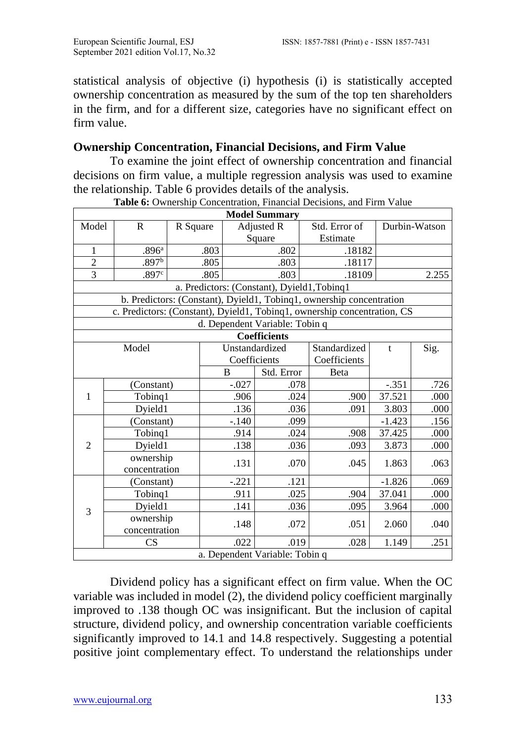statistical analysis of objective (i) hypothesis (i) is statistically accepted ownership concentration as measured by the sum of the top ten shareholders in the firm, and for a different size, categories have no significant effect on firm value.

### Ownership Concentration, Financial Decisions, and Firm Value

To examine the joint effect of ownership concentration and financial decisions on firm value, a multiple regression analysis was used to examine the relationship. Table 6 provides details of the analysis.

**Table 6:** Ownership Concentration, Financial Decisions, and Firm Value

**Model Summary**

| Model | R | R Square | Adjusted R Square | Std. Error of Estimate | Durbin-Watson |
|---|---|---|---|---|---|
| 1 | .896[a] | .803 | .802 | .18182 | |
| 2 | .897[b] | .805 | .803 | .18117 | |
| 3 | .897[c] | .805 | .803 | .18109 | 2.255 |

a. Predictors: (Constant), Dyield1, Tobinq1
b. Predictors: (Constant), Dyield1, Tobinq1, ownership concentration
c. Predictors: (Constant), Dyield1, Tobinq1, ownership concentration, CS
d. Dependent Variable: Tobin q

**Coefficients**

| Model | | Unstandardized Coefficients | | Standardized Coefficients | t | Sig. |
|---|---|---|---|---|---|---|
| | | B | Std. Error | Beta | | |
| 1 | (Constant) | -.027 | .078 | | -.351 | .726 |
| | Tobinq1 | .906 | .024 | .900 | 37.521 | .000 |
| | Dyield1 | .136 | .036 | .091 | 3.803 | .000 |
| 2 | (Constant) | -.140 | .099 | | -1.423 | .156 |
| | Tobinq1 | .914 | .024 | .908 | 37.425 | .000 |
| | Dyield1 | .138 | .036 | .093 | 3.873 | .000 |
| | ownership concentration | .131 | .070 | .045 | 1.863 | .063 |
| 3 | (Constant) | -.221 | .121 | | -1.826 | .069 |
| | Tobinq1 | .911 | .025 | .904 | 37.041 | .000 |
| | Dyield1 | .141 | .036 | .095 | 3.964 | .000 |
| | ownership concentration | .148 | .072 | .051 | 2.060 | .040 |
| | CS | .022 | .019 | .028 | 1.149 | .251 |

a. Dependent Variable: Tobin q

Dividend policy has a significant effect on firm value. When the OC variable was included in model (2), the dividend policy coefficient marginally improved to .138 though OC was insignificant. But the inclusion of capital structure, dividend policy, and ownership concentration variable coefficients significantly improved to 14.1 and 14.8 respectively. Suggesting a potential positive joint complementary effect. To understand the relationships under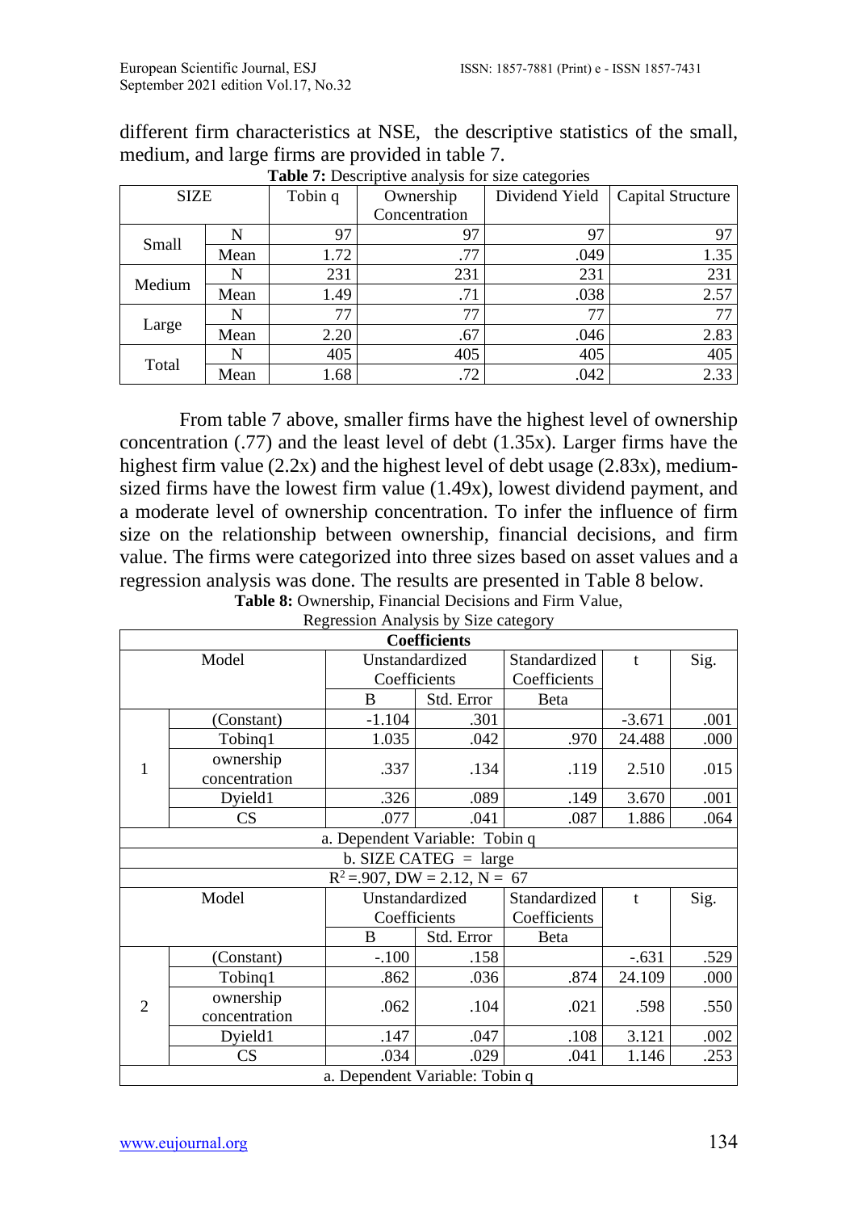different firm characteristics at NSE, the descriptive statistics of the small, medium, and large firms are provided in table 7.

**Table 7:** Descriptive analysis for size categories

| SIZE | | Tobin q | Ownership Concentration | Dividend Yield | Capital Structure |
|---|---|---|---|---|---|
| Small | N | 97 | 97 | 97 | 97 |
| | Mean | 1.72 | .77 | .049 | 1.35 |
| Medium | N | 231 | 231 | 231 | 231 |
| | Mean | 1.49 | .71 | .038 | 2.57 |
| Large | N | 77 | 77 | 77 | 77 |
| | Mean | 2.20 | .67 | .046 | 2.83 |
| Total | N | 405 | 405 | 405 | 405 |
| | Mean | 1.68 | .72 | .042 | 2.33 |

From table 7 above, smaller firms have the highest level of ownership concentration (.77) and the least level of debt (1.35x). Larger firms have the highest firm value (2.2x) and the highest level of debt usage (2.83x), medium-sized firms have the lowest firm value (1.49x), lowest dividend payment, and a moderate level of ownership concentration. To infer the influence of firm size on the relationship between ownership, financial decisions, and firm value. The firms were categorized into three sizes based on asset values and a regression analysis was done. The results are presented in Table 8 below.

**Table 8:** Ownership, Financial Decisions and Firm Value, Regression Analysis by Size category

| Coefficients | | | | | | |
|---|---|---|---|---|---|---|
| Model | | Unstandardized Coefficients | | Standardized Coefficients | t | Sig. |
| | | B | Std. Error | Beta | | |
| 1 | (Constant) | -1.104 | .301 | | -3.671 | .001 |
| | Tobinq1 | 1.035 | .042 | .970 | 24.488 | .000 |
| | ownership concentration | .337 | .134 | .119 | 2.510 | .015 |
| | Dyield1 | .326 | .089 | .149 | 3.670 | .001 |
| | CS | .077 | .041 | .087 | 1.886 | .064 |
| a. Dependent Variable: Tobin q | | | | | | |
| b. SIZE CATEG = large | | | | | | |
| $R^2$ =.907, DW = 2.12, N = 67 | | | | | | |
| Model | | Unstandardized Coefficients | | Standardized Coefficients | t | Sig. |
| | | B | Std. Error | Beta | | |
| 2 | (Constant) | -.100 | .158 | | -.631 | .529 |
| | Tobinq1 | .862 | .036 | .874 | 24.109 | .000 |
| | ownership concentration | .062 | .104 | .021 | .598 | .550 |
| | Dyield1 | .147 | .047 | .108 | 3.121 | .002 |
| | CS | .034 | .029 | .041 | 1.146 | .253 |
| a. Dependent Variable: Tobin q | | | | | | |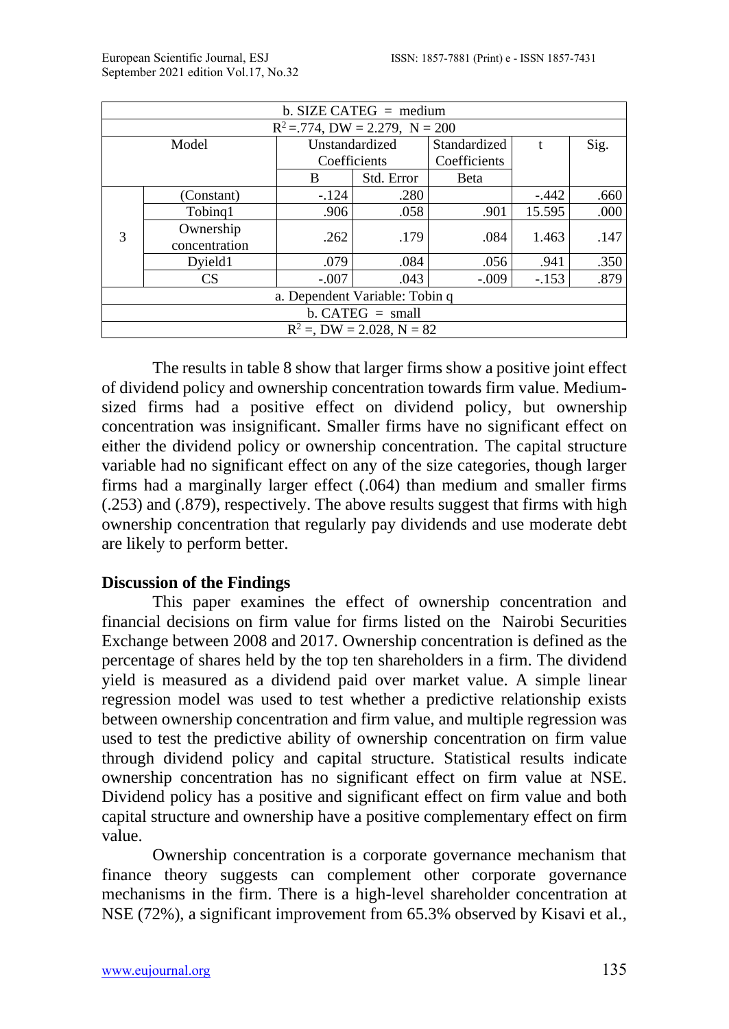| b. SIZE CATEG = medium | | | | | | |
|---|---|---|---|---|---|---|
| $R^2$ =.774, DW = 2.279, N = 200 | | | | | | |
| Model | | Unstandardized Coefficients | | Standardized Coefficients | t | Sig. |
| | | B | Std. Error | Beta | | |
| 3 | (Constant) | -.124 | .280 | | -.442 | .660 |
| | Tobinq1 | .906 | .058 | .901 | 15.595 | .000 |
| | Ownership concentration | .262 | .179 | .084 | 1.463 | .147 |
| | Dyield1 | .079 | .084 | .056 | .941 | .350 |
| | CS | -.007 | .043 | -.009 | -.153 | .879 |
| a. Dependent Variable: Tobin q | | | | | | |
| b. CATEG = small | | | | | | |
| $R^2$ =, DW = 2.028, N = 82 | | | | | | |

The results in table 8 show that larger firms show a positive joint effect of dividend policy and ownership concentration towards firm value. Medium-sized firms had a positive effect on dividend policy, but ownership concentration was insignificant. Smaller firms have no significant effect on either the dividend policy or ownership concentration. The capital structure variable had no significant effect on any of the size categories, though larger firms had a marginally larger effect (.064) than medium and smaller firms (.253) and (.879), respectively. The above results suggest that firms with high ownership concentration that regularly pay dividends and use moderate debt are likely to perform better.

**Discussion of the Findings**

This paper examines the effect of ownership concentration and financial decisions on firm value for firms listed on the Nairobi Securities Exchange between 2008 and 2017. Ownership concentration is defined as the percentage of shares held by the top ten shareholders in a firm. The dividend yield is measured as a dividend paid over market value. A simple linear regression model was used to test whether a predictive relationship exists between ownership concentration and firm value, and multiple regression was used to test the predictive ability of ownership concentration on firm value through dividend policy and capital structure. Statistical results indicate ownership concentration has no significant effect on firm value at NSE. Dividend policy has a positive and significant effect on firm value and both capital structure and ownership have a positive complementary effect on firm value.

Ownership concentration is a corporate governance mechanism that finance theory suggests can complement other corporate governance mechanisms in the firm. There is a high-level shareholder concentration at NSE (72%), a significant improvement from 65.3% observed by Kisavi et al.,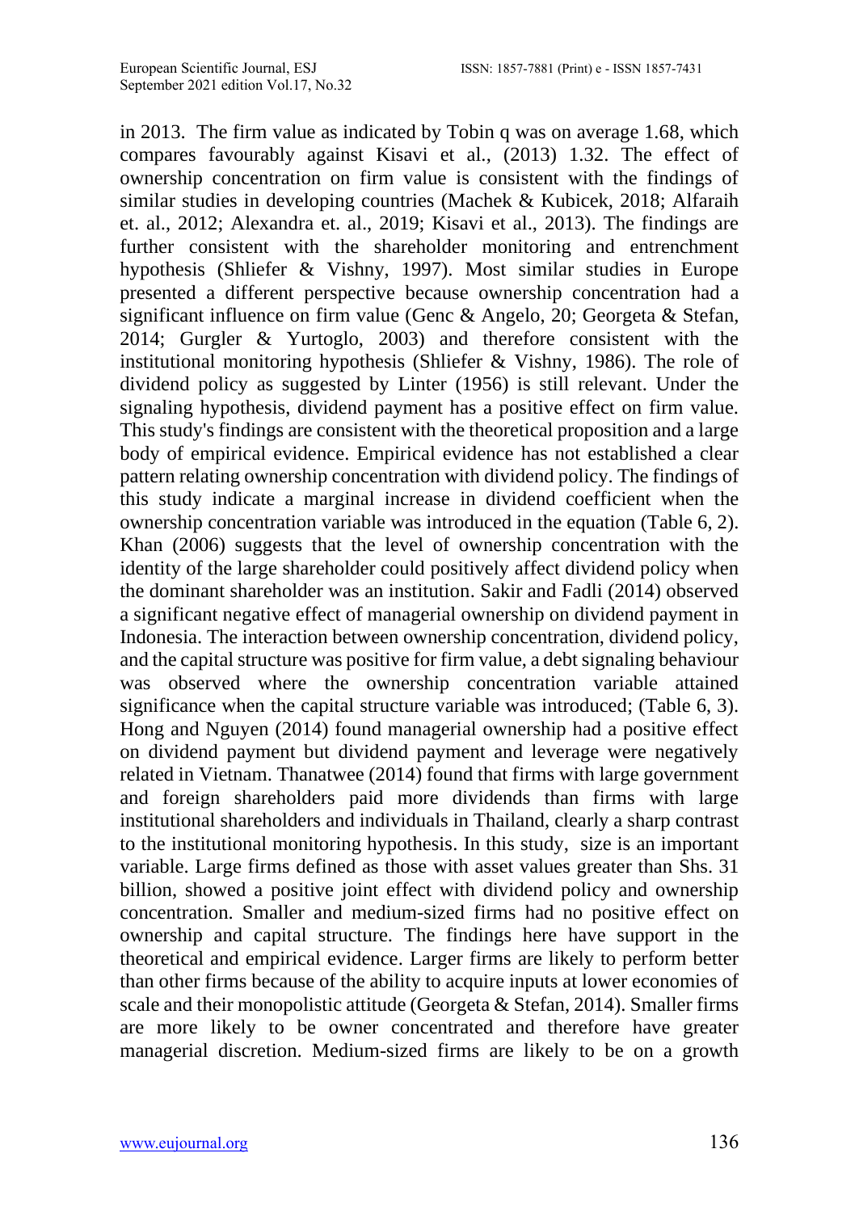in 2013. The firm value as indicated by Tobin q was on average 1.68, which compares favourably against Kisavi et al., (2013) 1.32. The effect of ownership concentration on firm value is consistent with the findings of similar studies in developing countries (Machek & Kubicek, 2018; Alfaraih et. al., 2012; Alexandra et. al., 2019; Kisavi et al., 2013). The findings are further consistent with the shareholder monitoring and entrenchment hypothesis (Shliefer & Vishny, 1997). Most similar studies in Europe presented a different perspective because ownership concentration had a significant influence on firm value (Genc & Angelo, 20; Georgeta & Stefan, 2014; Gurgler & Yurtoglo, 2003) and therefore consistent with the institutional monitoring hypothesis (Shliefer & Vishny, 1986). The role of dividend policy as suggested by Linter (1956) is still relevant. Under the signaling hypothesis, dividend payment has a positive effect on firm value. This study's findings are consistent with the theoretical proposition and a large body of empirical evidence. Empirical evidence has not established a clear pattern relating ownership concentration with dividend policy. The findings of this study indicate a marginal increase in dividend coefficient when the ownership concentration variable was introduced in the equation (Table 6, 2). Khan (2006) suggests that the level of ownership concentration with the identity of the large shareholder could positively affect dividend policy when the dominant shareholder was an institution. Sakir and Fadli (2014) observed a significant negative effect of managerial ownership on dividend payment in Indonesia. The interaction between ownership concentration, dividend policy, and the capital structure was positive for firm value, a debt signaling behaviour was observed where the ownership concentration variable attained significance when the capital structure variable was introduced; (Table 6, 3). Hong and Nguyen (2014) found managerial ownership had a positive effect on dividend payment but dividend payment and leverage were negatively related in Vietnam. Thanatwee (2014) found that firms with large government and foreign shareholders paid more dividends than firms with large institutional shareholders and individuals in Thailand, clearly a sharp contrast to the institutional monitoring hypothesis. In this study, size is an important variable. Large firms defined as those with asset values greater than Shs. 31 billion, showed a positive joint effect with dividend policy and ownership concentration. Smaller and medium-sized firms had no positive effect on ownership and capital structure. The findings here have support in the theoretical and empirical evidence. Larger firms are likely to perform better than other firms because of the ability to acquire inputs at lower economies of scale and their monopolistic attitude (Georgeta & Stefan, 2014). Smaller firms are more likely to be owner concentrated and therefore have greater managerial discretion. Medium-sized firms are likely to be on a growth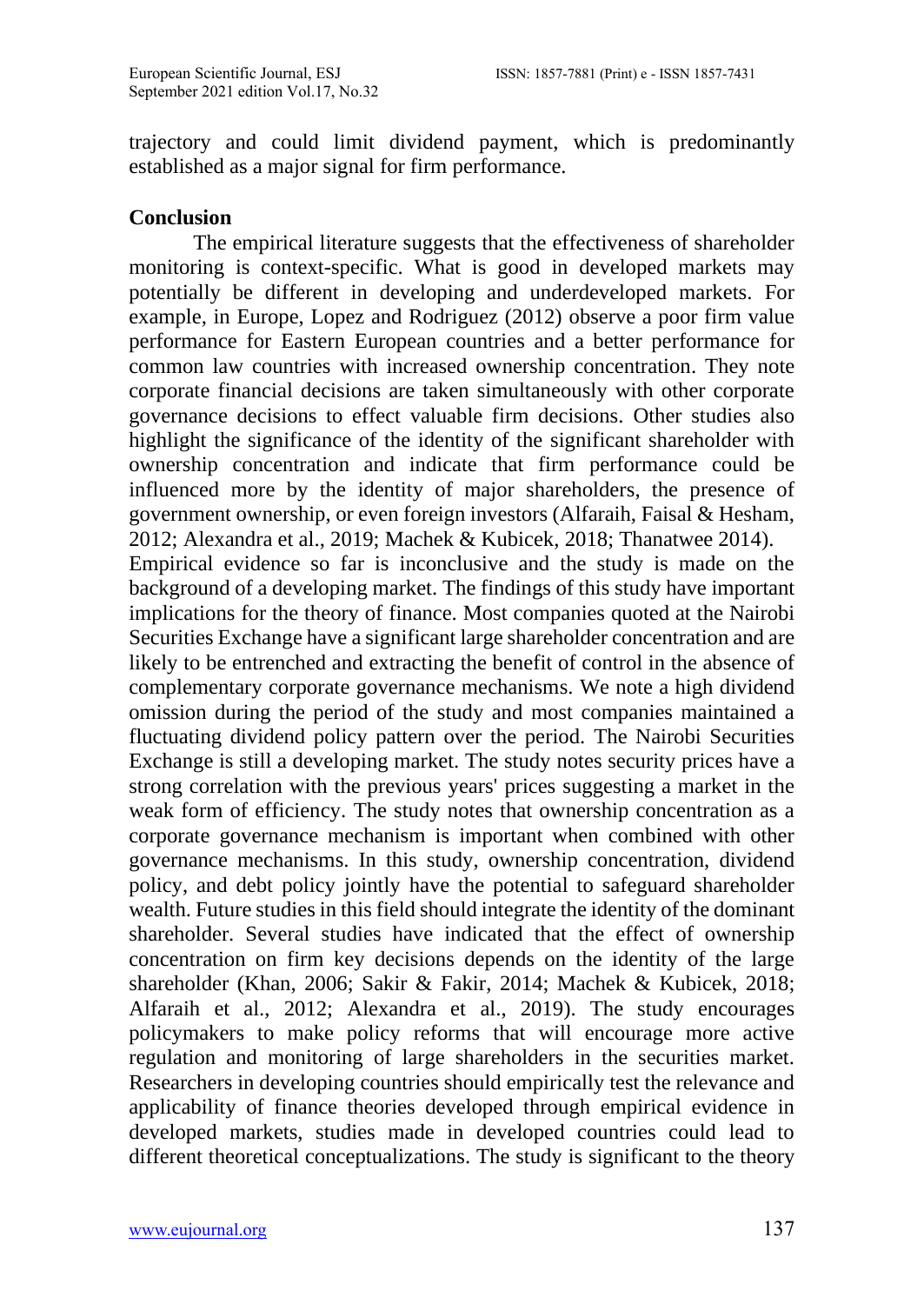trajectory and could limit dividend payment, which is predominantly established as a major signal for firm performance.

## Conclusion

The empirical literature suggests that the effectiveness of shareholder monitoring is context-specific. What is good in developed markets may potentially be different in developing and underdeveloped markets. For example, in Europe, Lopez and Rodriguez (2012) observe a poor firm value performance for Eastern European countries and a better performance for common law countries with increased ownership concentration. They note corporate financial decisions are taken simultaneously with other corporate governance decisions to effect valuable firm decisions. Other studies also highlight the significance of the identity of the significant shareholder with ownership concentration and indicate that firm performance could be influenced more by the identity of major shareholders, the presence of government ownership, or even foreign investors (Alfaraih, Faisal & Hesham, 2012; Alexandra et al., 2019; Machek & Kubicek, 2018; Thanatwee 2014). Empirical evidence so far is inconclusive and the study is made on the background of a developing market. The findings of this study have important implications for the theory of finance. Most companies quoted at the Nairobi Securities Exchange have a significant large shareholder concentration and are likely to be entrenched and extracting the benefit of control in the absence of complementary corporate governance mechanisms. We note a high dividend omission during the period of the study and most companies maintained a fluctuating dividend policy pattern over the period. The Nairobi Securities Exchange is still a developing market. The study notes security prices have a strong correlation with the previous years' prices suggesting a market in the weak form of efficiency. The study notes that ownership concentration as a corporate governance mechanism is important when combined with other governance mechanisms. In this study, ownership concentration, dividend policy, and debt policy jointly have the potential to safeguard shareholder wealth. Future studies in this field should integrate the identity of the dominant shareholder. Several studies have indicated that the effect of ownership concentration on firm key decisions depends on the identity of the large shareholder (Khan, 2006; Sakir & Fakir, 2014; Machek & Kubicek, 2018; Alfaraih et al., 2012; Alexandra et al., 2019). The study encourages policymakers to make policy reforms that will encourage more active regulation and monitoring of large shareholders in the securities market. Researchers in developing countries should empirically test the relevance and applicability of finance theories developed through empirical evidence in developed markets, studies made in developed countries could lead to different theoretical conceptualizations. The study is significant to the theory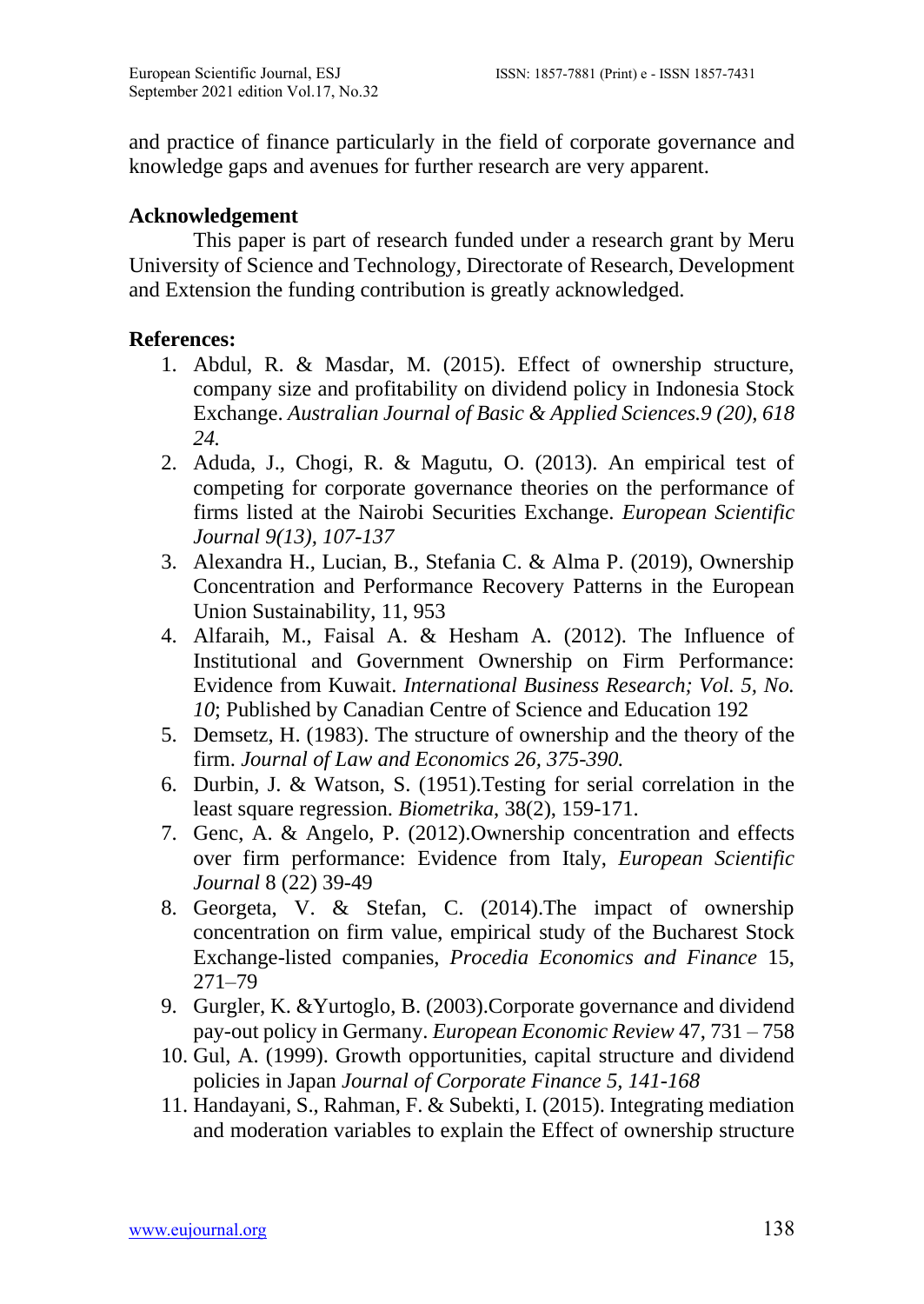and practice of finance particularly in the field of corporate governance and knowledge gaps and avenues for further research are very apparent.

## Acknowledgement

This paper is part of research funded under a research grant by Meru University of Science and Technology, Directorate of Research, Development and Extension the funding contribution is greatly acknowledged.

## References:

1. Abdul, R. & Masdar, M. (2015). Effect of ownership structure, company size and profitability on dividend policy in Indonesia Stock Exchange. *Australian Journal of Basic & Applied Sciences.9 (20), 618 24.*
2. Aduda, J., Chogi, R. & Magutu, O. (2013). An empirical test of competing for corporate governance theories on the performance of firms listed at the Nairobi Securities Exchange. *European Scientific Journal 9(13), 107-137*
3. Alexandra H., Lucian, B., Stefania C. & Alma P. (2019), Ownership Concentration and Performance Recovery Patterns in the European Union Sustainability, 11, 953
4. Alfaraih, M., Faisal A. & Hesham A. (2012). The Influence of Institutional and Government Ownership on Firm Performance: Evidence from Kuwait. *International Business Research; Vol. 5, No. 10*; Published by Canadian Centre of Science and Education 192
5. Demsetz, H. (1983). The structure of ownership and the theory of the firm. *Journal of Law and Economics 26, 375-390.*
6. Durbin, J. & Watson, S. (1951).Testing for serial correlation in the least square regression. *Biometrika*, 38(2), 159-171.
7. Genc, A. & Angelo, P. (2012).Ownership concentration and effects over firm performance: Evidence from Italy, *European Scientific Journal* 8 (22) 39-49
8. Georgeta, V. & Stefan, C. (2014).The impact of ownership concentration on firm value, empirical study of the Bucharest Stock Exchange-listed companies, *Procedia Economics and Finance* 15, 271–79
9. Gurgler, K. &Yurtoglo, B. (2003).Corporate governance and dividend pay-out policy in Germany. *European Economic Review* 47, 731 – 758
10. Gul, A. (1999). Growth opportunities, capital structure and dividend policies in Japan *Journal of Corporate Finance 5, 141-168*
11. Handayani, S., Rahman, F. & Subekti, I. (2015). Integrating mediation and moderation variables to explain the Effect of ownership structure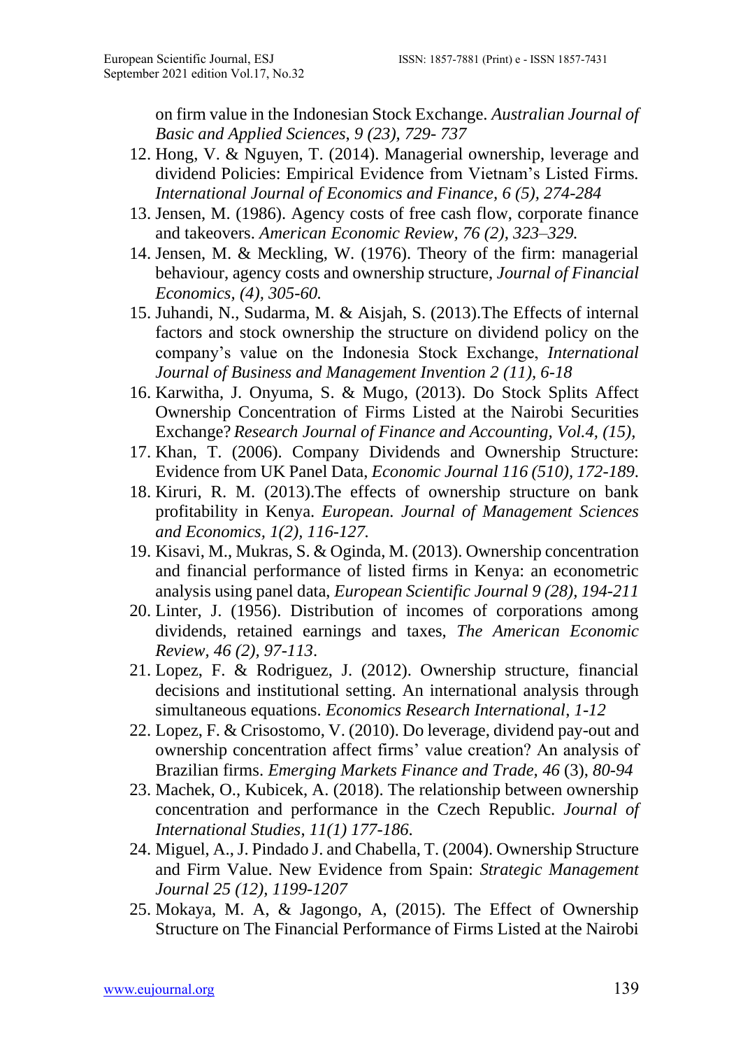on firm value in the Indonesian Stock Exchange. *Australian Journal of Basic and Applied Sciences, 9 (23), 729- 737*

12. Hong, V. & Nguyen, T. (2014). Managerial ownership, leverage and dividend Policies: Empirical Evidence from Vietnam's Listed Firms. *International Journal of Economics and Finance, 6 (5), 274-284*
13. Jensen, M. (1986). Agency costs of free cash flow, corporate finance and takeovers. *American Economic Review, 76 (2), 323–329.*
14. Jensen, M. & Meckling, W. (1976). Theory of the firm: managerial behaviour, agency costs and ownership structure, *Journal of Financial Economics, (4), 305-60.*
15. Juhandi, N., Sudarma, M. & Aisjah, S. (2013).The Effects of internal factors and stock ownership the structure on dividend policy on the company's value on the Indonesia Stock Exchange, *International Journal of Business and Management Invention 2 (11), 6-18*
16. Karwitha, J. Onyuma, S. & Mugo, (2013). Do Stock Splits Affect Ownership Concentration of Firms Listed at the Nairobi Securities Exchange? *Research Journal of Finance and Accounting, Vol.4, (15),*
17. Khan, T. (2006). Company Dividends and Ownership Structure: Evidence from UK Panel Data, *Economic Journal 116 (510), 172-189*.
18. Kiruri, R. M. (2013).The effects of ownership structure on bank profitability in Kenya. *European. Journal of Management Sciences and Economics, 1(2), 116-127.*
19. Kisavi, M., Mukras, S. & Oginda, M. (2013). Ownership concentration and financial performance of listed firms in Kenya: an econometric analysis using panel data, *European Scientific Journal 9 (28), 194-211*
20. Linter, J. (1956). Distribution of incomes of corporations among dividends, retained earnings and taxes, *The American Economic Review, 46 (2), 97-113*.
21. Lopez, F. & Rodriguez, J. (2012). Ownership structure, financial decisions and institutional setting. An international analysis through simultaneous equations. *Economics Research International, 1-12*
22. Lopez, F. & Crisostomo, V. (2010). Do leverage, dividend pay-out and ownership concentration affect firms' value creation? An analysis of Brazilian firms. *Emerging Markets Finance and Trade, 46* (3), *80-94*
23. Machek, O., Kubicek, A. (2018). The relationship between ownership concentration and performance in the Czech Republic. *Journal of International Studies, 11(1) 177-186*.
24. Miguel, A., J. Pindado J. and Chabella, T. (2004). Ownership Structure and Firm Value. New Evidence from Spain: *Strategic Management Journal 25 (12), 1199-1207*
25. Mokaya, M. A, & Jagongo, A, (2015). The Effect of Ownership Structure on The Financial Performance of Firms Listed at the Nairobi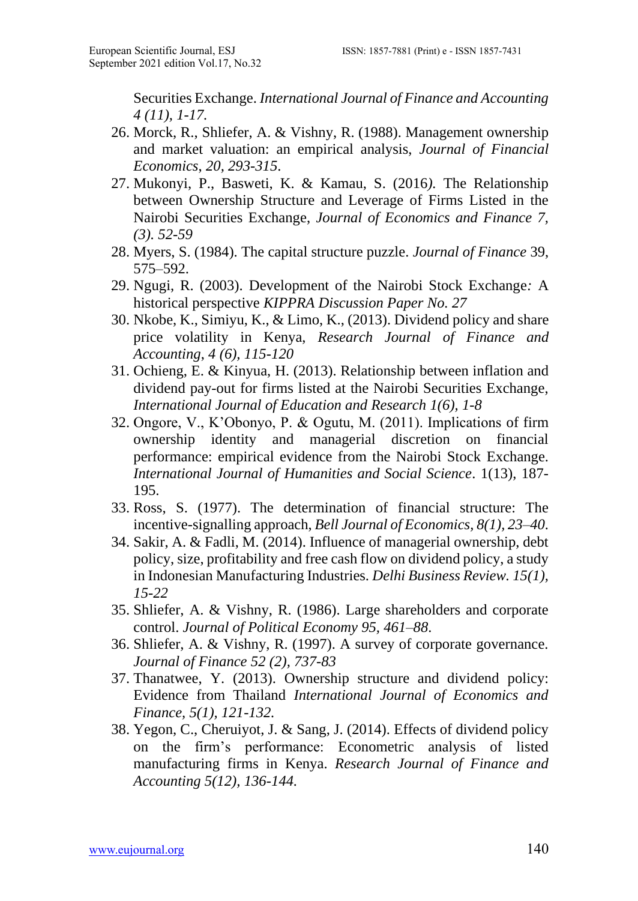Securities Exchange. *International Journal of Finance and Accounting 4 (11), 1-17*.

26. Morck, R., Shliefer, A. & Vishny, R. (1988). Management ownership and market valuation: an empirical analysis, *Journal of Financial Economics, 20, 293-315*.
27. Mukonyi, P., Basweti, K. & Kamau, S. (2016*).* The Relationship between Ownership Structure and Leverage of Firms Listed in the Nairobi Securities Exchange, *Journal of Economics and Finance 7, (3). 52-59*
28. Myers, S. (1984). The capital structure puzzle. *Journal of Finance* 39, 575–592.
29. Ngugi, R. (2003). Development of the Nairobi Stock Exchange*:* A historical perspective *KIPPRA Discussion Paper No. 27*
30. Nkobe, K., Simiyu, K., & Limo, K., (2013). Dividend policy and share price volatility in Kenya, *Research Journal of Finance and Accounting, 4 (6), 115-120*
31. Ochieng, E. & Kinyua, H. (2013). Relationship between inflation and dividend pay-out for firms listed at the Nairobi Securities Exchange, *International Journal of Education and Research 1(6), 1-8*
32. Ongore, V., K'Obonyo, P. & Ogutu, M. (2011). Implications of firm ownership identity and managerial discretion on financial performance: empirical evidence from the Nairobi Stock Exchange. *International Journal of Humanities and Social Science*. 1(13), 187-195.
33. Ross, S. (1977). The determination of financial structure: The incentive-signalling approach, *Bell Journal of Economics, 8(1), 23–40*.
34. Sakir, A. & Fadli, M. (2014). Influence of managerial ownership, debt policy, size, profitability and free cash flow on dividend policy, a study in Indonesian Manufacturing Industries. *Delhi Business Review. 15(1), 15-22*
35. Shliefer, A. & Vishny, R. (1986). Large shareholders and corporate control. *Journal of Political Economy 95, 461–88*.
36. Shliefer, A. & Vishny, R. (1997). A survey of corporate governance. *Journal of Finance 52 (2), 737-83*
37. Thanatwee, Y. (2013). Ownership structure and dividend policy: Evidence from Thailand *International Journal of Economics and Finance, 5(1), 121-132.*
38. Yegon, C., Cheruiyot, J. & Sang, J. (2014). Effects of dividend policy on the firm's performance: Econometric analysis of listed manufacturing firms in Kenya. *Research Journal of Finance and Accounting 5(12), 136-144.*